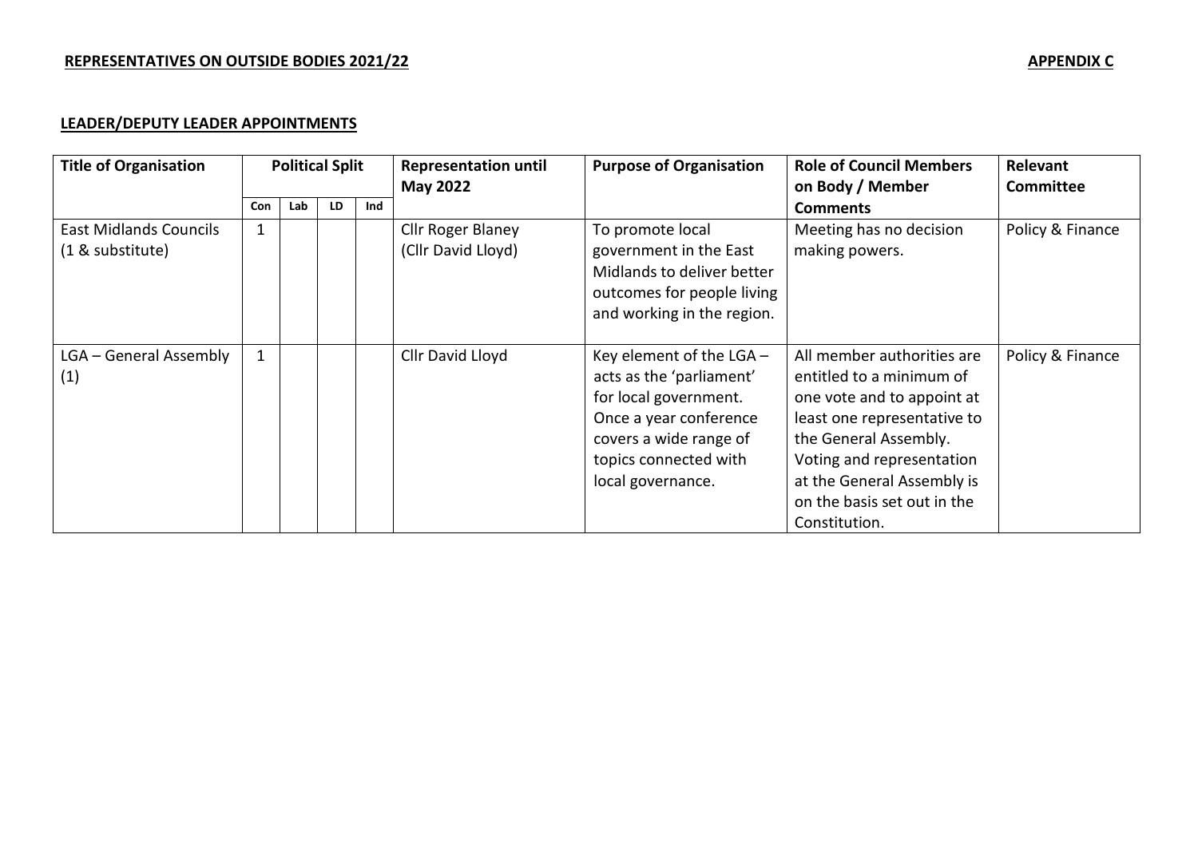**REPRESENTATIVES ON OUTSIDE BODIES 2021/22** **APPENDIX C**

**LEADER/DEPUTY LEADER APPOINTMENTS**

| Title of Organisation | Political Split | | | | Representation until May 2022 | Purpose of Organisation | Role of Council Members on Body / Member Comments | Relevant Committee |
|---|---|---|---|---|---|---|---|---|
| | Con | Lab | LD | Ind | | | | |
| East Midlands Councils (1 & substitute) | 1 | | | | Cllr Roger Blaney (Cllr David Lloyd) | To promote local government in the East Midlands to deliver better outcomes for people living and working in the region. | Meeting has no decision making powers. | Policy & Finance |
| LGA – General Assembly (1) | 1 | | | | Cllr David Lloyd | Key element of the LGA – acts as the 'parliament' for local government. Once a year conference covers a wide range of topics connected with local governance. | All member authorities are entitled to a minimum of one vote and to appoint at least one representative to the General Assembly. Voting and representation at the General Assembly is on the basis set out in the Constitution. | Policy & Finance |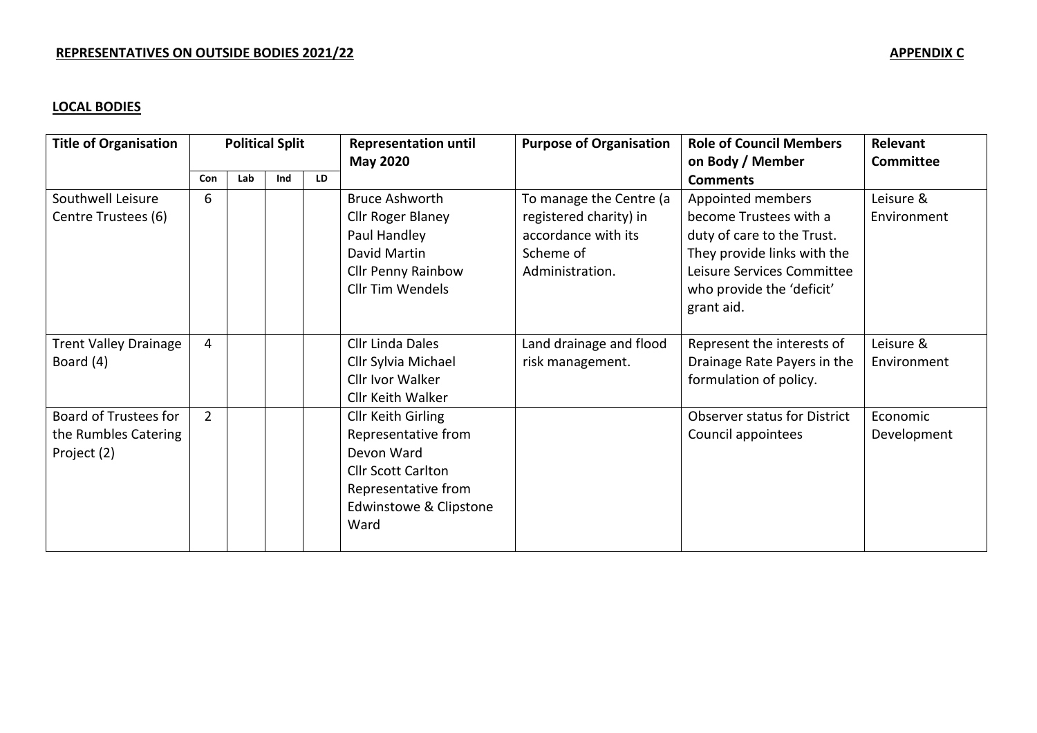**REPRESENTATIVES ON OUTSIDE BODIES 2021/22** **APPENDIX C**

**LOCAL BODIES**

| Title of Organisation | Political Split | | | | Representation until May 2020 | Purpose of Organisation | Role of Council Members on Body / Member Comments | Relevant Committee |
|---|---|---|---|---|---|---|---|---|
| | Con | Lab | Ind | LD | | | | |
| Southwell Leisure Centre Trustees (6) | 6 | | | | Bruce Ashworth<br>Cllr Roger Blaney<br>Paul Handley<br>David Martin<br>Cllr Penny Rainbow<br>Cllr Tim Wendels | To manage the Centre (a registered charity) in accordance with its Scheme of Administration. | Appointed members become Trustees with a duty of care to the Trust. They provide links with the Leisure Services Committee who provide the 'deficit' grant aid. | Leisure & Environment |
| Trent Valley Drainage Board (4) | 4 | | | | Cllr Linda Dales<br>Cllr Sylvia Michael<br>Cllr Ivor Walker<br>Cllr Keith Walker | Land drainage and flood risk management. | Represent the interests of Drainage Rate Payers in the formulation of policy. | Leisure & Environment |
| Board of Trustees for the Rumbles Catering Project (2) | 2 | | | | Cllr Keith Girling<br>Representative from Devon Ward<br>Cllr Scott Carlton<br>Representative from Edwinstowe & Clipstone Ward | | Observer status for District Council appointees | Economic Development |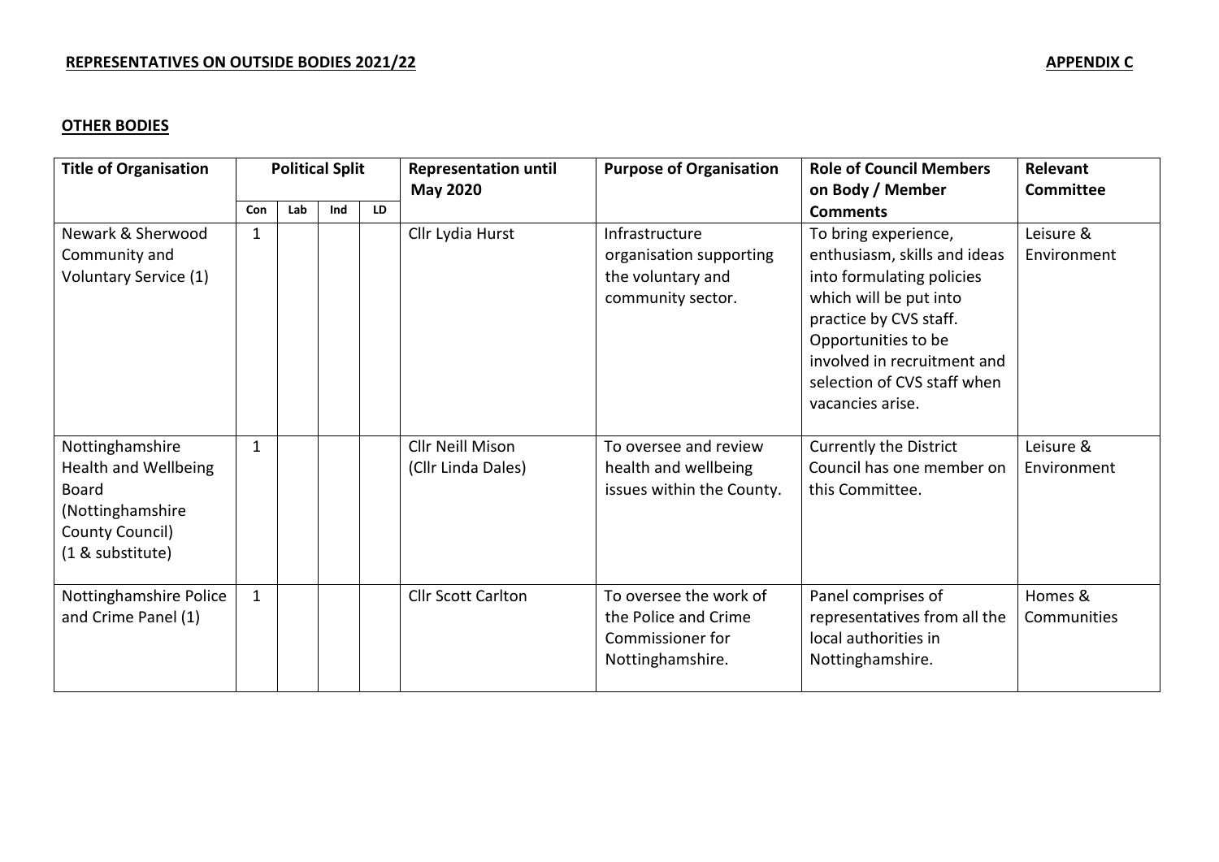**REPRESENTATIVES ON OUTSIDE BODIES 2021/22** **APPENDIX C**

**OTHER BODIES**

| Title of Organisation | Political Split | | | | Representation until May 2020 | Purpose of Organisation | Role of Council Members on Body / Member Comments | Relevant Committee |
|---|---|---|---|---|---|---|---|---|
| | Con | Lab | Ind | LD | | | | |
| Newark & Sherwood Community and Voluntary Service (1) | 1 | | | | Cllr Lydia Hurst | Infrastructure organisation supporting the voluntary and community sector. | To bring experience, enthusiasm, skills and ideas into formulating policies which will be put into practice by CVS staff. Opportunities to be involved in recruitment and selection of CVS staff when vacancies arise. | Leisure & Environment |
| Nottinghamshire Health and Wellbeing Board (Nottinghamshire County Council) (1 & substitute) | 1 | | | | Cllr Neill Mison (Cllr Linda Dales) | To oversee and review health and wellbeing issues within the County. | Currently the District Council has one member on this Committee. | Leisure & Environment |
| Nottinghamshire Police and Crime Panel (1) | 1 | | | | Cllr Scott Carlton | To oversee the work of the Police and Crime Commissioner for Nottinghamshire. | Panel comprises of representatives from all the local authorities in Nottinghamshire. | Homes & Communities |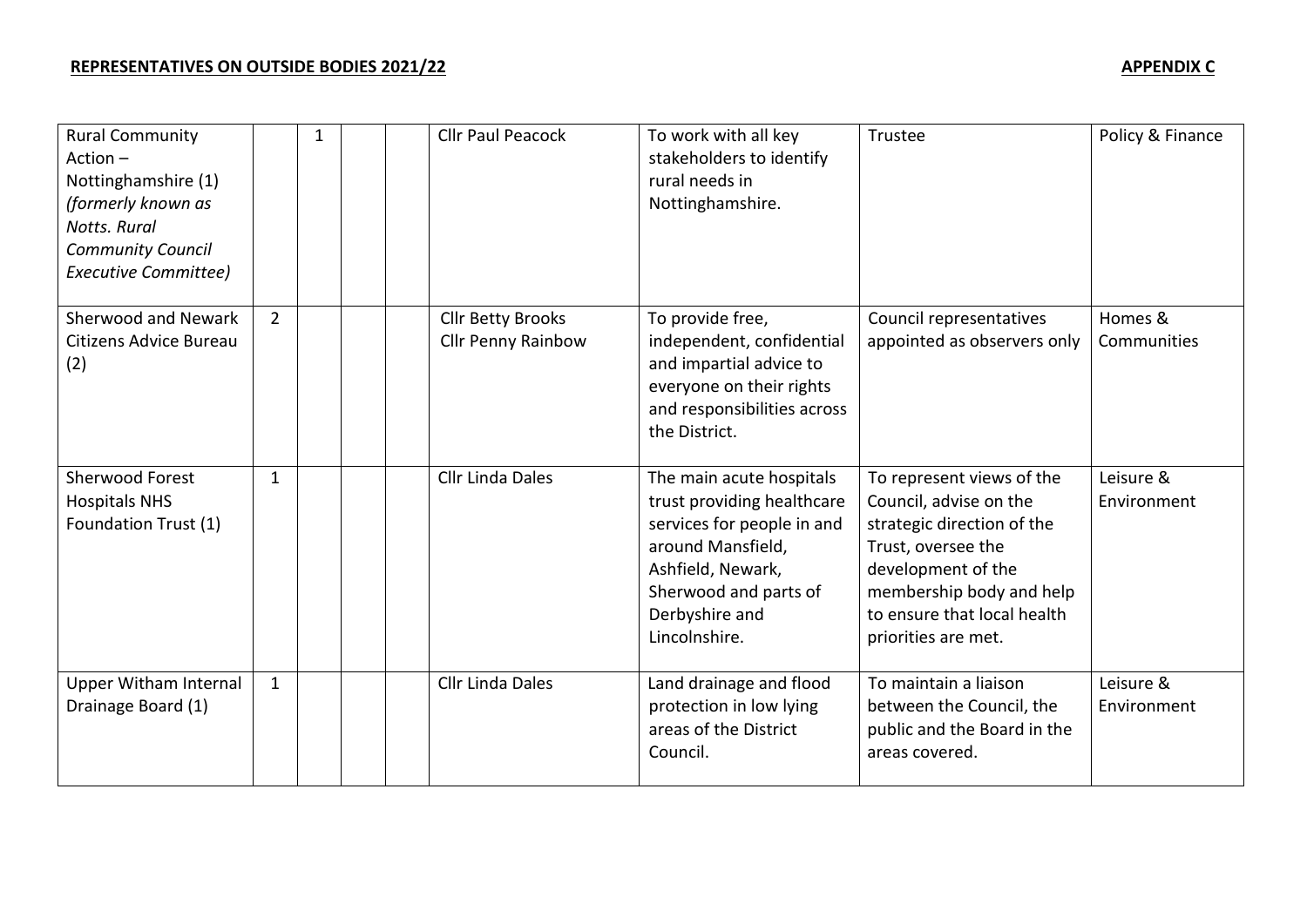**REPRESENTATIVES ON OUTSIDE BODIES 2021/22** **APPENDIX C**

| | | | | | | | | |
|---|---|---|---|---|---|---|---|---|
| Rural Community Action – Nottinghamshire (1) *(formerly known as Notts. Rural Community Council Executive Committee)* | | 1 | | | Cllr Paul Peacock | To work with all key stakeholders to identify rural needs in Nottinghamshire. | Trustee | Policy & Finance |
| Sherwood and Newark Citizens Advice Bureau (2) | 2 | | | | Cllr Betty Brooks<br>Cllr Penny Rainbow | To provide free, independent, confidential and impartial advice to everyone on their rights and responsibilities across the District. | Council representatives appointed as observers only | Homes & Communities |
| Sherwood Forest Hospitals NHS Foundation Trust (1) | 1 | | | | Cllr Linda Dales | The main acute hospitals trust providing healthcare services for people in and around Mansfield, Ashfield, Newark, Sherwood and parts of Derbyshire and Lincolnshire. | To represent views of the Council, advise on the strategic direction of the Trust, oversee the development of the membership body and help to ensure that local health priorities are met. | Leisure & Environment |
| Upper Witham Internal Drainage Board (1) | 1 | | | | Cllr Linda Dales | Land drainage and flood protection in low lying areas of the District Council. | To maintain a liaison between the Council, the public and the Board in the areas covered. | Leisure & Environment |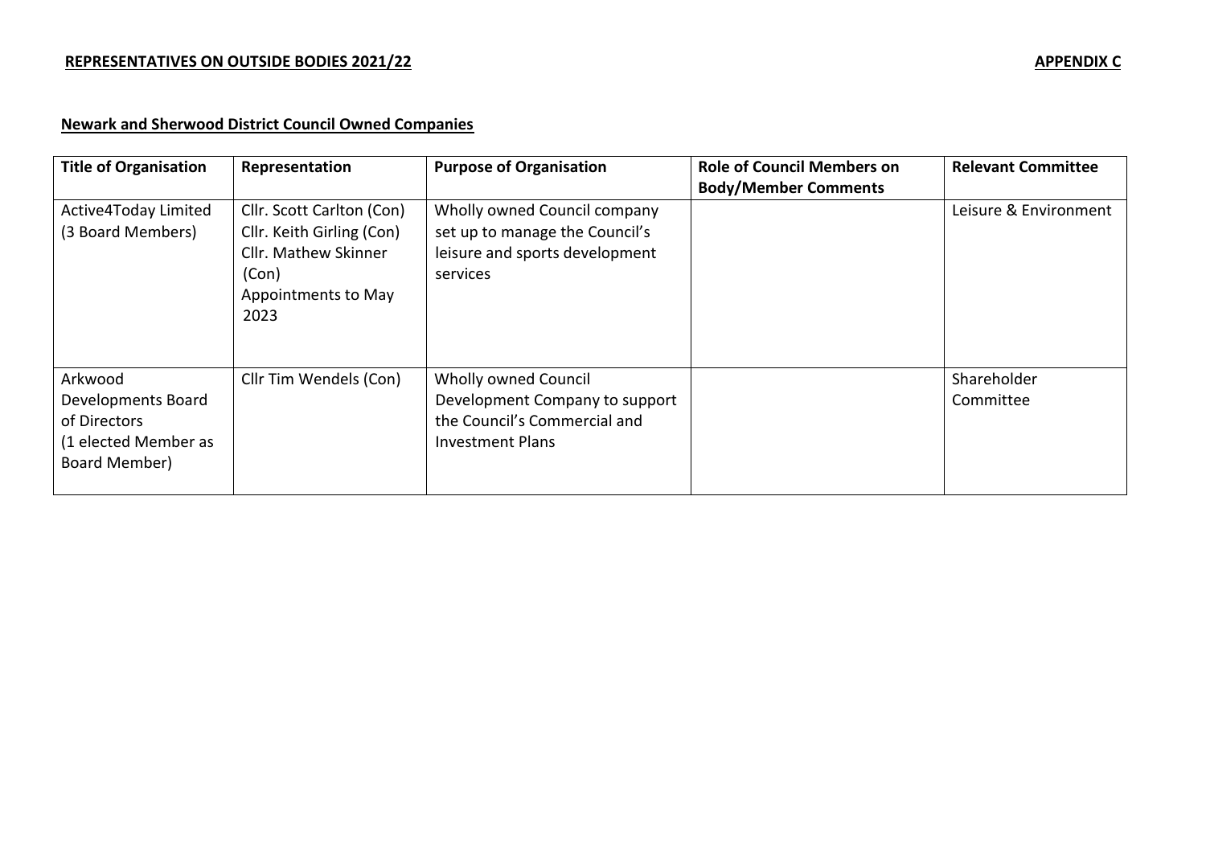**REPRESENTATIVES ON OUTSIDE BODIES 2021/22** **APPENDIX C**

**Newark and Sherwood District Council Owned Companies**

| Title of Organisation | Representation | Purpose of Organisation | Role of Council Members on Body/Member Comments | Relevant Committee |
|---|---|---|---|---|
| Active4Today Limited (3 Board Members) | Cllr. Scott Carlton (Con) Cllr. Keith Girling (Con) Cllr. Mathew Skinner (Con) Appointments to May 2023 | Wholly owned Council company set up to manage the Council's leisure and sports development services | | Leisure & Environment |
| Arkwood Developments Board of Directors (1 elected Member as Board Member) | Cllr Tim Wendels (Con) | Wholly owned Council Development Company to support the Council's Commercial and Investment Plans | | Shareholder Committee |